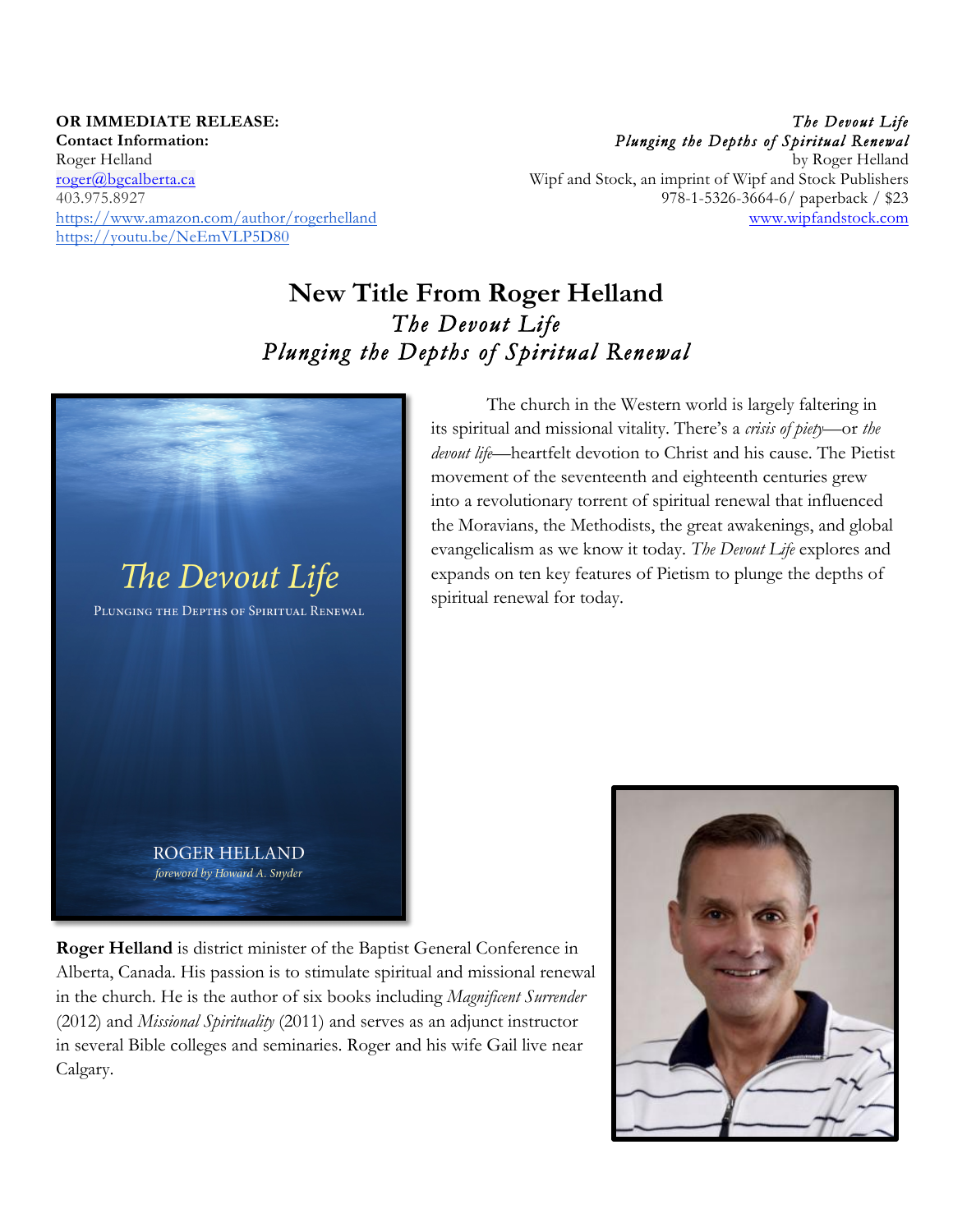**OR IMMEDIATE RELEASE:**
**Contact Information:**
Roger Helland
[roger@bgcalberta.ca](mailto:roger@bgcalberta.ca)
403.975.8927
https://www.amazon.com/author/rogerhelland
https://youtu.be/NeEmVLP5D80

*The Devout Life*
*Plunging the Depths of Spiritual Renewal*
by Roger Helland
Wipf and Stock, an imprint of Wipf and Stock Publishers
978-1-5326-3664-6/ paperback / $23
www.wipfandstock.com

# New Title From Roger Helland
## *The Devout Life*
## *Plunging the Depths of Spiritual Renewal*

The Devout Life
PLUNGING THE DEPTHS OF SPIRITUAL RENEWAL
ROGER HELLAND
*foreword by Howard A. Snyder*

The church in the Western world is largely faltering in its spiritual and missional vitality. There's a *crisis of piety*—or *the devout life*—heartfelt devotion to Christ and his cause. The Pietist movement of the seventeenth and eighteenth centuries grew into a revolutionary torrent of spiritual renewal that influenced the Moravians, the Methodists, the great awakenings, and global evangelicalism as we know it today. *The Devout Life* explores and expands on ten key features of Pietism to plunge the depths of spiritual renewal for today.

**Roger Helland** is district minister of the Baptist General Conference in Alberta, Canada. His passion is to stimulate spiritual and missional renewal in the church. He is the author of six books including *Magnificent Surrender* (2012) and *Missional Spirituality* (2011) and serves as an adjunct instructor in several Bible colleges and seminaries. Roger and his wife Gail live near Calgary.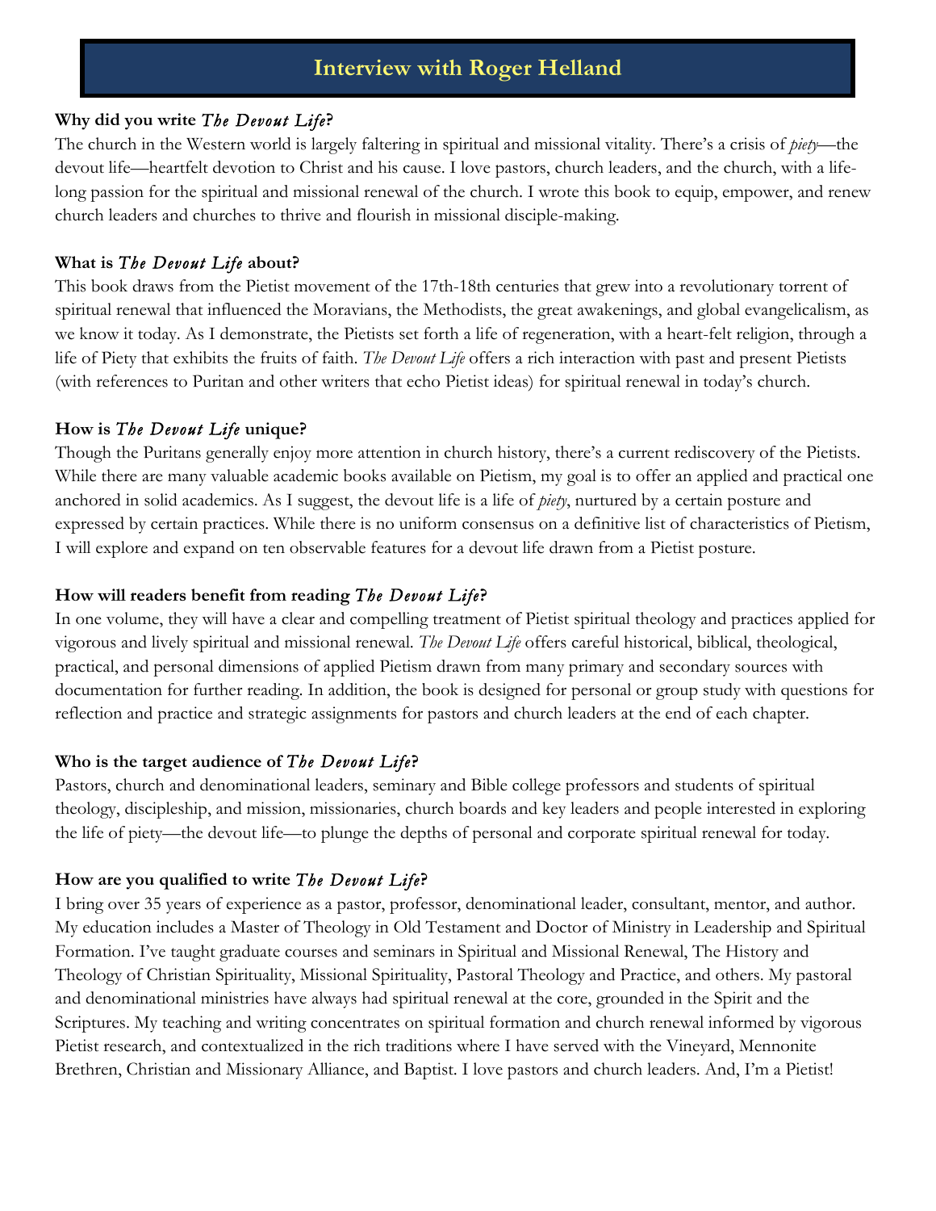# Interview with Roger Helland

### Why did you write *The Devout Life*?

The church in the Western world is largely faltering in spiritual and missional vitality. There's a crisis of *piety*—the devout life—heartfelt devotion to Christ and his cause. I love pastors, church leaders, and the church, with a life-long passion for the spiritual and missional renewal of the church. I wrote this book to equip, empower, and renew church leaders and churches to thrive and flourish in missional disciple-making.

### What is *The Devout Life* about?

This book draws from the Pietist movement of the 17th-18th centuries that grew into a revolutionary torrent of spiritual renewal that influenced the Moravians, the Methodists, the great awakenings, and global evangelicalism, as we know it today. As I demonstrate, the Pietists set forth a life of regeneration, with a heart-felt religion, through a life of Piety that exhibits the fruits of faith. *The Devout Life* offers a rich interaction with past and present Pietists (with references to Puritan and other writers that echo Pietist ideas) for spiritual renewal in today's church.

### How is *The Devout Life* unique?

Though the Puritans generally enjoy more attention in church history, there's a current rediscovery of the Pietists. While there are many valuable academic books available on Pietism, my goal is to offer an applied and practical one anchored in solid academics. As I suggest, the devout life is a life of *piety*, nurtured by a certain posture and expressed by certain practices. While there is no uniform consensus on a definitive list of characteristics of Pietism, I will explore and expand on ten observable features for a devout life drawn from a Pietist posture.

### How will readers benefit from reading *The Devout Life*?

In one volume, they will have a clear and compelling treatment of Pietist spiritual theology and practices applied for vigorous and lively spiritual and missional renewal. *The Devout Life* offers careful historical, biblical, theological, practical, and personal dimensions of applied Pietism drawn from many primary and secondary sources with documentation for further reading. In addition, the book is designed for personal or group study with questions for reflection and practice and strategic assignments for pastors and church leaders at the end of each chapter.

### Who is the target audience of *The Devout Life*?

Pastors, church and denominational leaders, seminary and Bible college professors and students of spiritual theology, discipleship, and mission, missionaries, church boards and key leaders and people interested in exploring the life of piety—the devout life—to plunge the depths of personal and corporate spiritual renewal for today.

### How are you qualified to write *The Devout Life*?

I bring over 35 years of experience as a pastor, professor, denominational leader, consultant, mentor, and author. My education includes a Master of Theology in Old Testament and Doctor of Ministry in Leadership and Spiritual Formation. I've taught graduate courses and seminars in Spiritual and Missional Renewal, The History and Theology of Christian Spirituality, Missional Spirituality, Pastoral Theology and Practice, and others. My pastoral and denominational ministries have always had spiritual renewal at the core, grounded in the Spirit and the Scriptures. My teaching and writing concentrates on spiritual formation and church renewal informed by vigorous Pietist research, and contextualized in the rich traditions where I have served with the Vineyard, Mennonite Brethren, Christian and Missionary Alliance, and Baptist. I love pastors and church leaders. And, I'm a Pietist!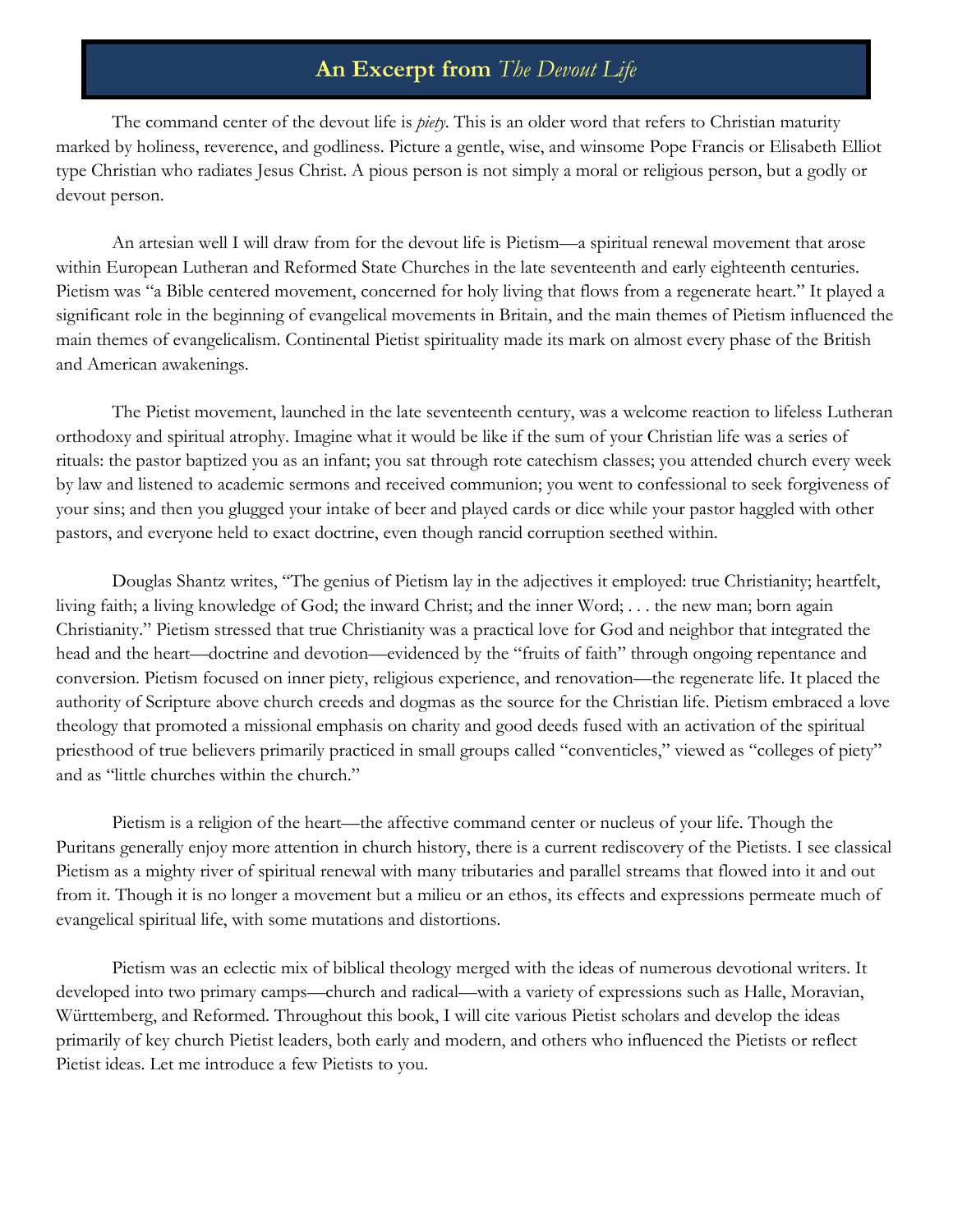# An Excerpt from *The Devout Life*

The command center of the devout life is *piety*. This is an older word that refers to Christian maturity marked by holiness, reverence, and godliness. Picture a gentle, wise, and winsome Pope Francis or Elisabeth Elliot type Christian who radiates Jesus Christ. A pious person is not simply a moral or religious person, but a godly or devout person.

An artesian well I will draw from for the devout life is Pietism—a spiritual renewal movement that arose within European Lutheran and Reformed State Churches in the late seventeenth and early eighteenth centuries. Pietism was "a Bible centered movement, concerned for holy living that flows from a regenerate heart." It played a significant role in the beginning of evangelical movements in Britain, and the main themes of Pietism influenced the main themes of evangelicalism. Continental Pietist spirituality made its mark on almost every phase of the British and American awakenings.

The Pietist movement, launched in the late seventeenth century, was a welcome reaction to lifeless Lutheran orthodoxy and spiritual atrophy. Imagine what it would be like if the sum of your Christian life was a series of rituals: the pastor baptized you as an infant; you sat through rote catechism classes; you attended church every week by law and listened to academic sermons and received communion; you went to confessional to seek forgiveness of your sins; and then you glugged your intake of beer and played cards or dice while your pastor haggled with other pastors, and everyone held to exact doctrine, even though rancid corruption seethed within.

Douglas Shantz writes, "The genius of Pietism lay in the adjectives it employed: true Christianity; heartfelt, living faith; a living knowledge of God; the inward Christ; and the inner Word; . . . the new man; born again Christianity." Pietism stressed that true Christianity was a practical love for God and neighbor that integrated the head and the heart—doctrine and devotion—evidenced by the "fruits of faith" through ongoing repentance and conversion. Pietism focused on inner piety, religious experience, and renovation—the regenerate life. It placed the authority of Scripture above church creeds and dogmas as the source for the Christian life. Pietism embraced a love theology that promoted a missional emphasis on charity and good deeds fused with an activation of the spiritual priesthood of true believers primarily practiced in small groups called "conventicles," viewed as "colleges of piety" and as "little churches within the church."

Pietism is a religion of the heart—the affective command center or nucleus of your life. Though the Puritans generally enjoy more attention in church history, there is a current rediscovery of the Pietists. I see classical Pietism as a mighty river of spiritual renewal with many tributaries and parallel streams that flowed into it and out from it. Though it is no longer a movement but a milieu or an ethos, its effects and expressions permeate much of evangelical spiritual life, with some mutations and distortions.

Pietism was an eclectic mix of biblical theology merged with the ideas of numerous devotional writers. It developed into two primary camps—church and radical—with a variety of expressions such as Halle, Moravian, Württemberg, and Reformed. Throughout this book, I will cite various Pietist scholars and develop the ideas primarily of key church Pietist leaders, both early and modern, and others who influenced the Pietists or reflect Pietist ideas. Let me introduce a few Pietists to you.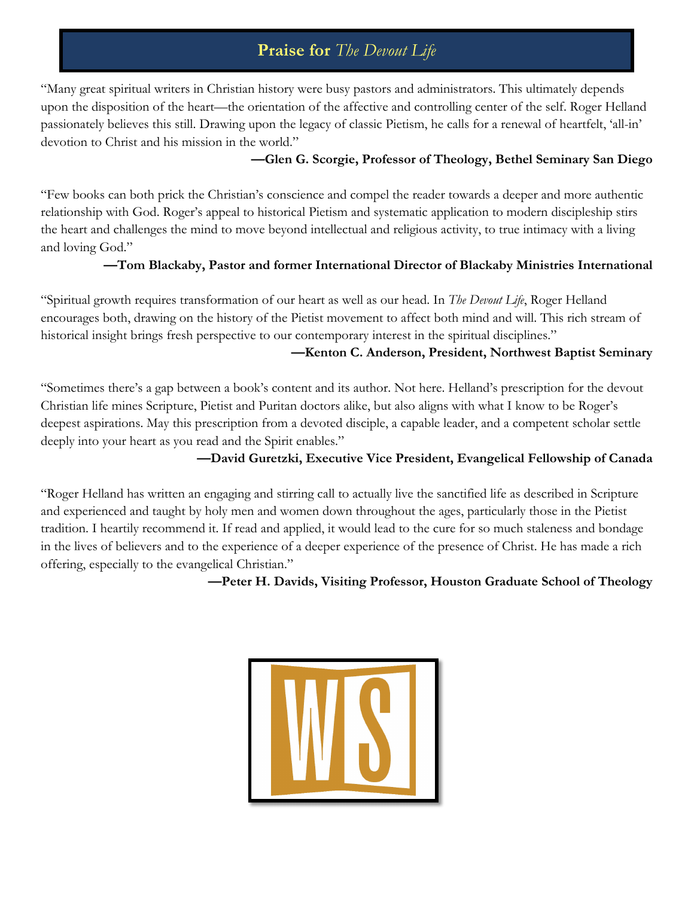## Praise for *The Devout Life*

"Many great spiritual writers in Christian history were busy pastors and administrators. This ultimately depends upon the disposition of the heart—the orientation of the affective and controlling center of the self. Roger Helland passionately believes this still. Drawing upon the legacy of classic Pietism, he calls for a renewal of heartfelt, 'all-in' devotion to Christ and his mission in the world."

**—Glen G. Scorgie, Professor of Theology, Bethel Seminary San Diego**

"Few books can both prick the Christian's conscience and compel the reader towards a deeper and more authentic relationship with God. Roger's appeal to historical Pietism and systematic application to modern discipleship stirs the heart and challenges the mind to move beyond intellectual and religious activity, to true intimacy with a living and loving God."

**—Tom Blackaby, Pastor and former International Director of Blackaby Ministries International**

"Spiritual growth requires transformation of our heart as well as our head. In *The Devout Life*, Roger Helland encourages both, drawing on the history of the Pietist movement to affect both mind and will. This rich stream of historical insight brings fresh perspective to our contemporary interest in the spiritual disciplines."

**—Kenton C. Anderson, President, Northwest Baptist Seminary**

"Sometimes there's a gap between a book's content and its author. Not here. Helland's prescription for the devout Christian life mines Scripture, Pietist and Puritan doctors alike, but also aligns with what I know to be Roger's deepest aspirations. May this prescription from a devoted disciple, a capable leader, and a competent scholar settle deeply into your heart as you read and the Spirit enables."

**—David Guretzki, Executive Vice President, Evangelical Fellowship of Canada**

"Roger Helland has written an engaging and stirring call to actually live the sanctified life as described in Scripture and experienced and taught by holy men and women down throughout the ages, particularly those in the Pietist tradition. I heartily recommend it. If read and applied, it would lead to the cure for so much staleness and bondage in the lives of believers and to the experience of a deeper experience of the presence of Christ. He has made a rich offering, especially to the evangelical Christian."

**—Peter H. Davids, Visiting Professor, Houston Graduate School of Theology**

WS